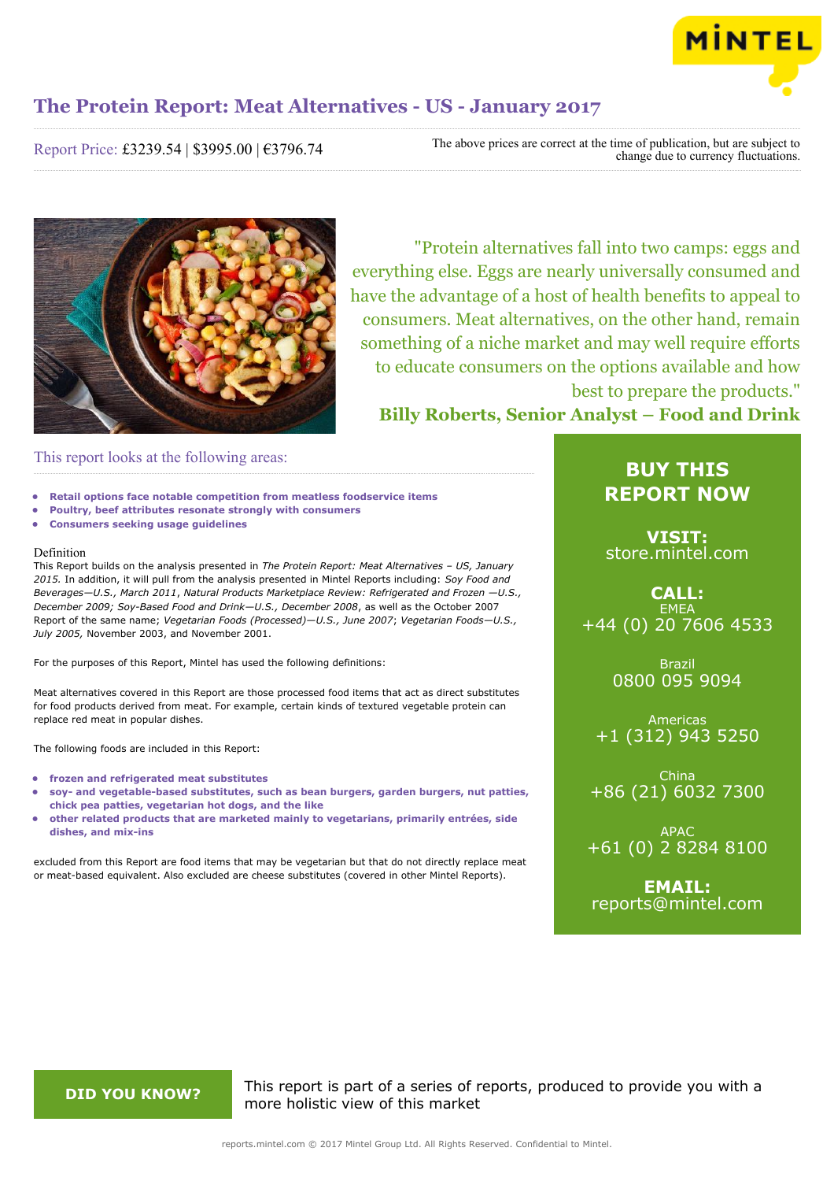# The Protein Report: Meat Alternatives - US - January 2017

Report Price: £3239.54 | $3995.00 | €3796.74

The above prices are correct at the time of publication, but are subject to change due to currency fluctuations.

"Protein alternatives fall into two camps: eggs and everything else. Eggs are nearly universally consumed and have the advantage of a host of health benefits to appeal to consumers. Meat alternatives, on the other hand, remain something of a niche market and may well require efforts to educate consumers on the options available and how best to prepare the products."

**Billy Roberts, Senior Analyst – Food and Drink**

## This report looks at the following areas:

- **Retail options face notable competition from meatless foodservice items**
- **Poultry, beef attributes resonate strongly with consumers**
- **Consumers seeking usage guidelines**

### Definition

This Report builds on the analysis presented in *The Protein Report: Meat Alternatives – US, January 2015.* In addition, it will pull from the analysis presented in Mintel Reports including: *Soy Food and Beverages—U.S., March 2011*, *Natural Products Marketplace Review: Refrigerated and Frozen —U.S., December 2009; Soy-Based Food and Drink—U.S., December 2008*, as well as the October 2007 Report of the same name; *Vegetarian Foods (Processed)—U.S., June 2007*; *Vegetarian Foods—U.S., July 2005,* November 2003, and November 2001.

For the purposes of this Report, Mintel has used the following definitions:

Meat alternatives covered in this Report are those processed food items that act as direct substitutes for food products derived from meat. For example, certain kinds of textured vegetable protein can replace red meat in popular dishes.

The following foods are included in this Report:

- **frozen and refrigerated meat substitutes**
- **soy- and vegetable-based substitutes, such as bean burgers, garden burgers, nut patties, chick pea patties, vegetarian hot dogs, and the like**
- **other related products that are marketed mainly to vegetarians, primarily entrées, side dishes, and mix-ins**

excluded from this Report are food items that may be vegetarian but that do not directly replace meat or meat-based equivalent. Also excluded are cheese substitutes (covered in other Mintel Reports).

## BUY THIS REPORT NOW

**VISIT:**
store.mintel.com

**CALL:**

EMEA
+44 (0) 20 7606 4533

Brazil
0800 095 9094

Americas
+1 (312) 943 5250

China
+86 (21) 6032 7300

APAC
+61 (0) 2 8284 8100

**EMAIL:**
reports@mintel.com

**DID YOU KNOW?**

This report is part of a series of reports, produced to provide you with a more holistic view of this market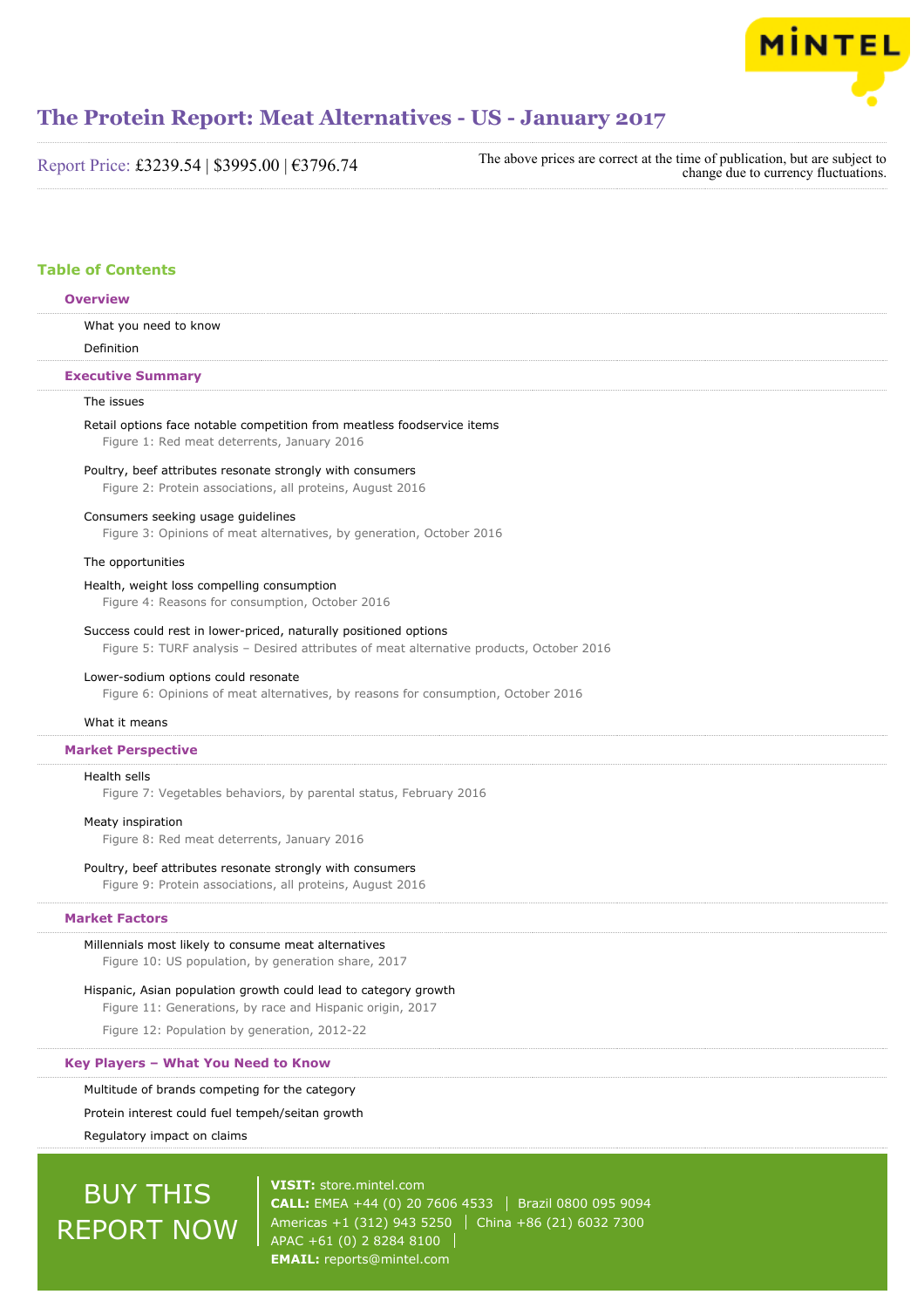# The Protein Report: Meat Alternatives - US - January 2017

Report Price: £3239.54 | $3995.00 | €3796.74

The above prices are correct at the time of publication, but are subject to change due to currency fluctuations.

## Table of Contents

### Overview

What you need to know

Definition

### Executive Summary

The issues

Retail options face notable competition from meatless foodservice items

Figure 1: Red meat deterrents, January 2016

Poultry, beef attributes resonate strongly with consumers

Figure 2: Protein associations, all proteins, August 2016

Consumers seeking usage guidelines

Figure 3: Opinions of meat alternatives, by generation, October 2016

The opportunities

Health, weight loss compelling consumption

Figure 4: Reasons for consumption, October 2016

Success could rest in lower-priced, naturally positioned options

Figure 5: TURF analysis – Desired attributes of meat alternative products, October 2016

Lower-sodium options could resonate

Figure 6: Opinions of meat alternatives, by reasons for consumption, October 2016

What it means

### Market Perspective

Health sells

Figure 7: Vegetables behaviors, by parental status, February 2016

Meaty inspiration

Figure 8: Red meat deterrents, January 2016

Poultry, beef attributes resonate strongly with consumers

Figure 9: Protein associations, all proteins, August 2016

### Market Factors

Millennials most likely to consume meat alternatives

Figure 10: US population, by generation share, 2017

Hispanic, Asian population growth could lead to category growth

Figure 11: Generations, by race and Hispanic origin, 2017

Figure 12: Population by generation, 2012-22

### Key Players – What You Need to Know

Multitude of brands competing for the category

Protein interest could fuel tempeh/seitan growth

Regulatory impact on claims

BUY THIS REPORT NOW

**VISIT:** store.mintel.com
**CALL:** EMEA +44 (0) 20 7606 4533 | Brazil 0800 095 9094
Americas +1 (312) 943 5250 | China +86 (21) 6032 7300
APAC +61 (0) 2 8284 8100
**EMAIL:** reports@mintel.com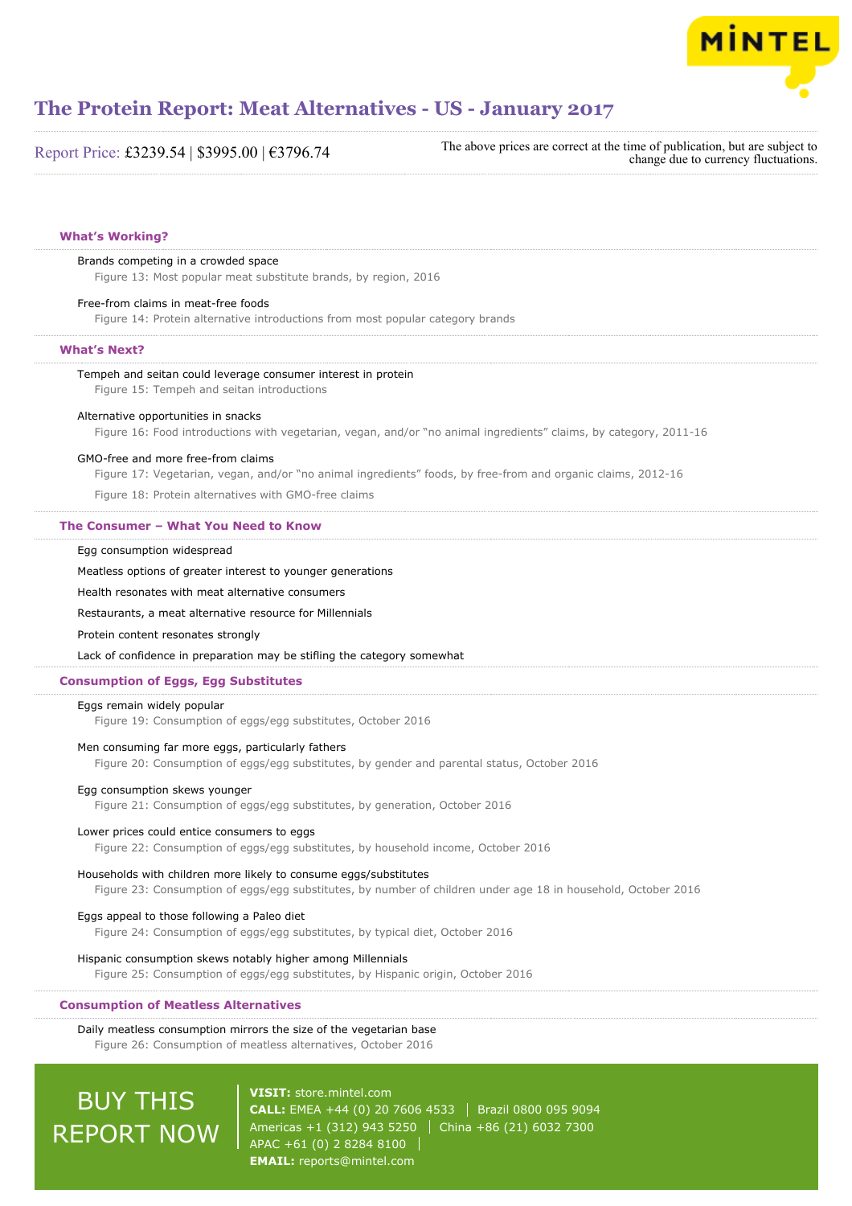# The Protein Report: Meat Alternatives - US - January 2017

Report Price: £3239.54 | $3995.00 | €3796.74

The above prices are correct at the time of publication, but are subject to change due to currency fluctuations.

### What's Working?

Brands competing in a crowded space

Figure 13: Most popular meat substitute brands, by region, 2016

Free-from claims in meat-free foods

Figure 14: Protein alternative introductions from most popular category brands

### What's Next?

Tempeh and seitan could leverage consumer interest in protein

Figure 15: Tempeh and seitan introductions

Alternative opportunities in snacks

Figure 16: Food introductions with vegetarian, vegan, and/or "no animal ingredients" claims, by category, 2011-16

GMO-free and more free-from claims

Figure 17: Vegetarian, vegan, and/or "no animal ingredients" foods, by free-from and organic claims, 2012-16

Figure 18: Protein alternatives with GMO-free claims

### The Consumer – What You Need to Know

Egg consumption widespread

Meatless options of greater interest to younger generations

Health resonates with meat alternative consumers

Restaurants, a meat alternative resource for Millennials

Protein content resonates strongly

Lack of confidence in preparation may be stifling the category somewhat

### Consumption of Eggs, Egg Substitutes

Eggs remain widely popular

Figure 19: Consumption of eggs/egg substitutes, October 2016

Men consuming far more eggs, particularly fathers

Figure 20: Consumption of eggs/egg substitutes, by gender and parental status, October 2016

Egg consumption skews younger

Figure 21: Consumption of eggs/egg substitutes, by generation, October 2016

Lower prices could entice consumers to eggs

Figure 22: Consumption of eggs/egg substitutes, by household income, October 2016

Households with children more likely to consume eggs/substitutes

Figure 23: Consumption of eggs/egg substitutes, by number of children under age 18 in household, October 2016

Eggs appeal to those following a Paleo diet

Figure 24: Consumption of eggs/egg substitutes, by typical diet, October 2016

Hispanic consumption skews notably higher among Millennials

Figure 25: Consumption of eggs/egg substitutes, by Hispanic origin, October 2016

### Consumption of Meatless Alternatives

Daily meatless consumption mirrors the size of the vegetarian base

Figure 26: Consumption of meatless alternatives, October 2016

BUY THIS REPORT NOW

**VISIT:** store.mintel.com
**CALL:** EMEA +44 (0) 20 7606 4533 | Brazil 0800 095 9094
Americas +1 (312) 943 5250 | China +86 (21) 6032 7300
APAC +61 (0) 2 8284 8100
**EMAIL:** reports@mintel.com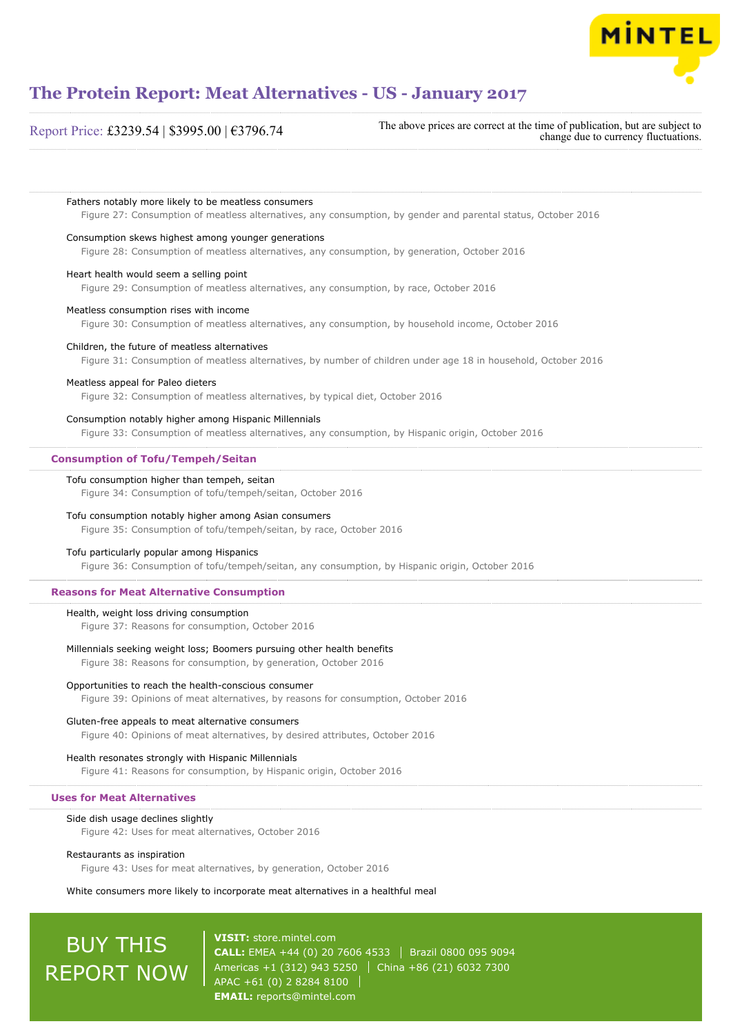Fathers notably more likely to be meatless consumers

Figure 27: Consumption of meatless alternatives, any consumption, by gender and parental status, October 2016

Consumption skews highest among younger generations

Figure 28: Consumption of meatless alternatives, any consumption, by generation, October 2016

Heart health would seem a selling point

Figure 29: Consumption of meatless alternatives, any consumption, by race, October 2016

Meatless consumption rises with income

Figure 30: Consumption of meatless alternatives, any consumption, by household income, October 2016

Children, the future of meatless alternatives

Figure 31: Consumption of meatless alternatives, by number of children under age 18 in household, October 2016

Meatless appeal for Paleo dieters

Figure 32: Consumption of meatless alternatives, by typical diet, October 2016

Consumption notably higher among Hispanic Millennials

Figure 33: Consumption of meatless alternatives, any consumption, by Hispanic origin, October 2016

## Consumption of Tofu/Tempeh/Seitan

Tofu consumption higher than tempeh, seitan

Figure 34: Consumption of tofu/tempeh/seitan, October 2016

Tofu consumption notably higher among Asian consumers

Figure 35: Consumption of tofu/tempeh/seitan, by race, October 2016

Tofu particularly popular among Hispanics

Figure 36: Consumption of tofu/tempeh/seitan, any consumption, by Hispanic origin, October 2016

## Reasons for Meat Alternative Consumption

Health, weight loss driving consumption

Figure 37: Reasons for consumption, October 2016

Millennials seeking weight loss; Boomers pursuing other health benefits

Figure 38: Reasons for consumption, by generation, October 2016

Opportunities to reach the health-conscious consumer

Figure 39: Opinions of meat alternatives, by reasons for consumption, October 2016

Gluten-free appeals to meat alternative consumers

Figure 40: Opinions of meat alternatives, by desired attributes, October 2016

Health resonates strongly with Hispanic Millennials

Figure 41: Reasons for consumption, by Hispanic origin, October 2016

## Uses for Meat Alternatives

Side dish usage declines slightly

Figure 42: Uses for meat alternatives, October 2016

Restaurants as inspiration

Figure 43: Uses for meat alternatives, by generation, October 2016

White consumers more likely to incorporate meat alternatives in a healthful meal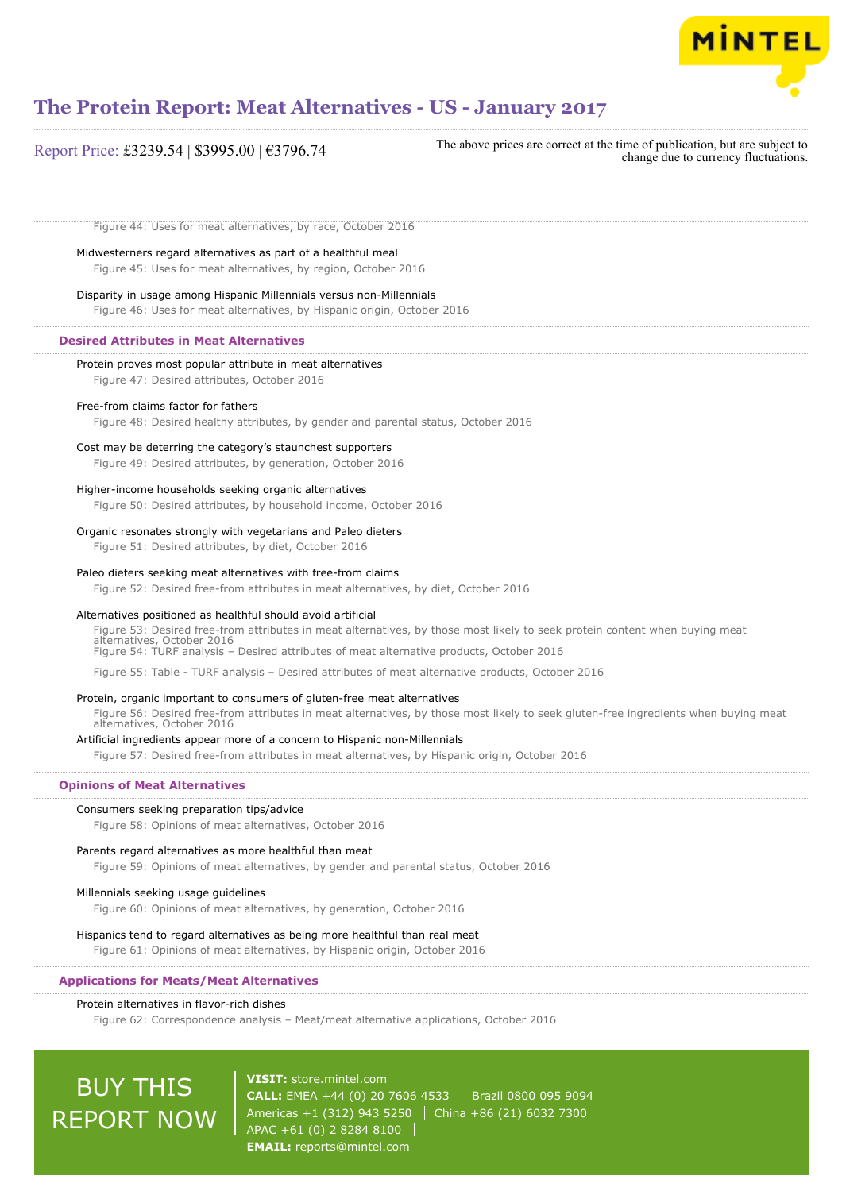Figure 44: Uses for meat alternatives, by race, October 2016

Midwesterners regard alternatives as part of a healthful meal

Figure 45: Uses for meat alternatives, by region, October 2016

Disparity in usage among Hispanic Millennials versus non-Millennials

Figure 46: Uses for meat alternatives, by Hispanic origin, October 2016

## Desired Attributes in Meat Alternatives

Protein proves most popular attribute in meat alternatives

Figure 47: Desired attributes, October 2016

Free-from claims factor for fathers

Figure 48: Desired healthy attributes, by gender and parental status, October 2016

Cost may be deterring the category's staunchest supporters

Figure 49: Desired attributes, by generation, October 2016

Higher-income households seeking organic alternatives

Figure 50: Desired attributes, by household income, October 2016

Organic resonates strongly with vegetarians and Paleo dieters

Figure 51: Desired attributes, by diet, October 2016

Paleo dieters seeking meat alternatives with free-from claims

Figure 52: Desired free-from attributes in meat alternatives, by diet, October 2016

Alternatives positioned as healthful should avoid artificial

Figure 53: Desired free-from attributes in meat alternatives, by those most likely to seek protein content when buying meat alternatives, October 2016

Figure 54: TURF analysis – Desired attributes of meat alternative products, October 2016

Figure 55: Table - TURF analysis – Desired attributes of meat alternative products, October 2016

Protein, organic important to consumers of gluten-free meat alternatives

Figure 56: Desired free-from attributes in meat alternatives, by those most likely to seek gluten-free ingredients when buying meat alternatives, October 2016

Artificial ingredients appear more of a concern to Hispanic non-Millennials

Figure 57: Desired free-from attributes in meat alternatives, by Hispanic origin, October 2016

## Opinions of Meat Alternatives

Consumers seeking preparation tips/advice

Figure 58: Opinions of meat alternatives, October 2016

Parents regard alternatives as more healthful than meat

Figure 59: Opinions of meat alternatives, by gender and parental status, October 2016

Millennials seeking usage guidelines

Figure 60: Opinions of meat alternatives, by generation, October 2016

Hispanics tend to regard alternatives as being more healthful than real meat

Figure 61: Opinions of meat alternatives, by Hispanic origin, October 2016

## Applications for Meats/Meat Alternatives

Protein alternatives in flavor-rich dishes

Figure 62: Correspondence analysis – Meat/meat alternative applications, October 2016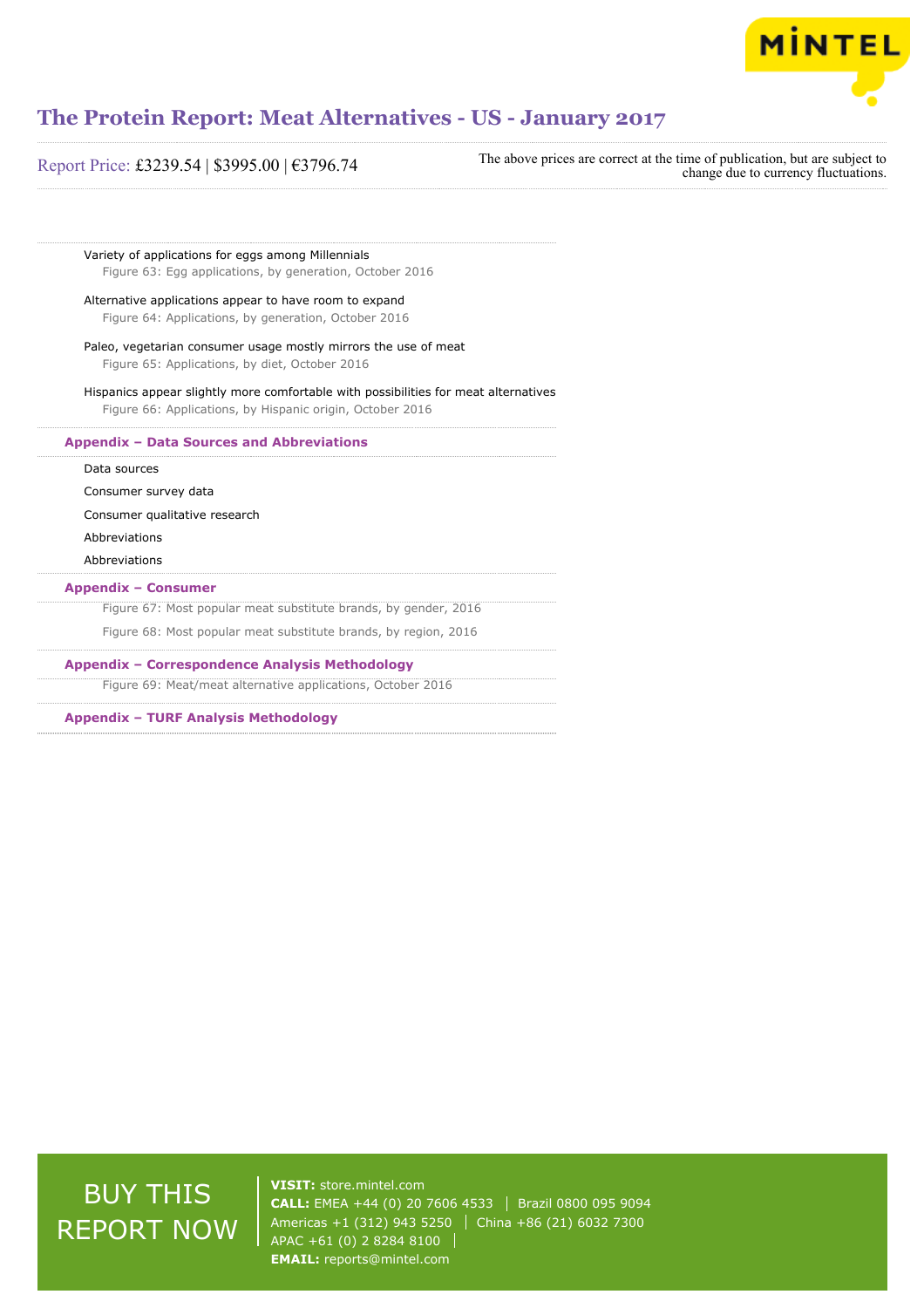Variety of applications for eggs among Millennials

Figure 63: Egg applications, by generation, October 2016

Alternative applications appear to have room to expand

Figure 64: Applications, by generation, October 2016

Paleo, vegetarian consumer usage mostly mirrors the use of meat

Figure 65: Applications, by diet, October 2016

Hispanics appear slightly more comfortable with possibilities for meat alternatives

Figure 66: Applications, by Hispanic origin, October 2016

## Appendix – Data Sources and Abbreviations

Data sources

Consumer survey data

Consumer qualitative research

Abbreviations

Abbreviations

## Appendix – Consumer

Figure 67: Most popular meat substitute brands, by gender, 2016

Figure 68: Most popular meat substitute brands, by region, 2016

## Appendix – Correspondence Analysis Methodology

Figure 69: Meat/meat alternative applications, October 2016

## Appendix – TURF Analysis Methodology